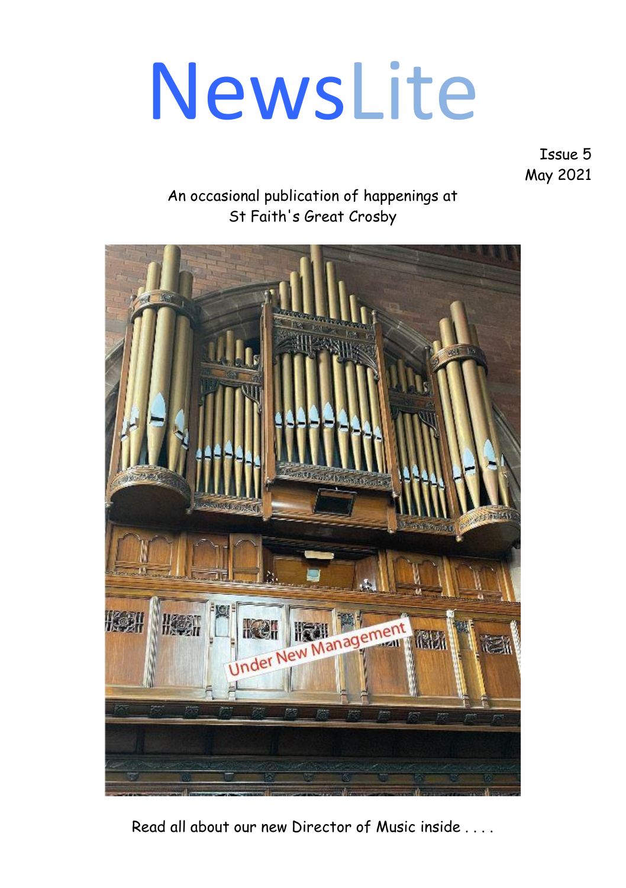# NewsLite

Issue 5
May 2021

An occasional publication of happenings at
St Faith's Great Crosby

Read all about our new Director of Music inside . . . .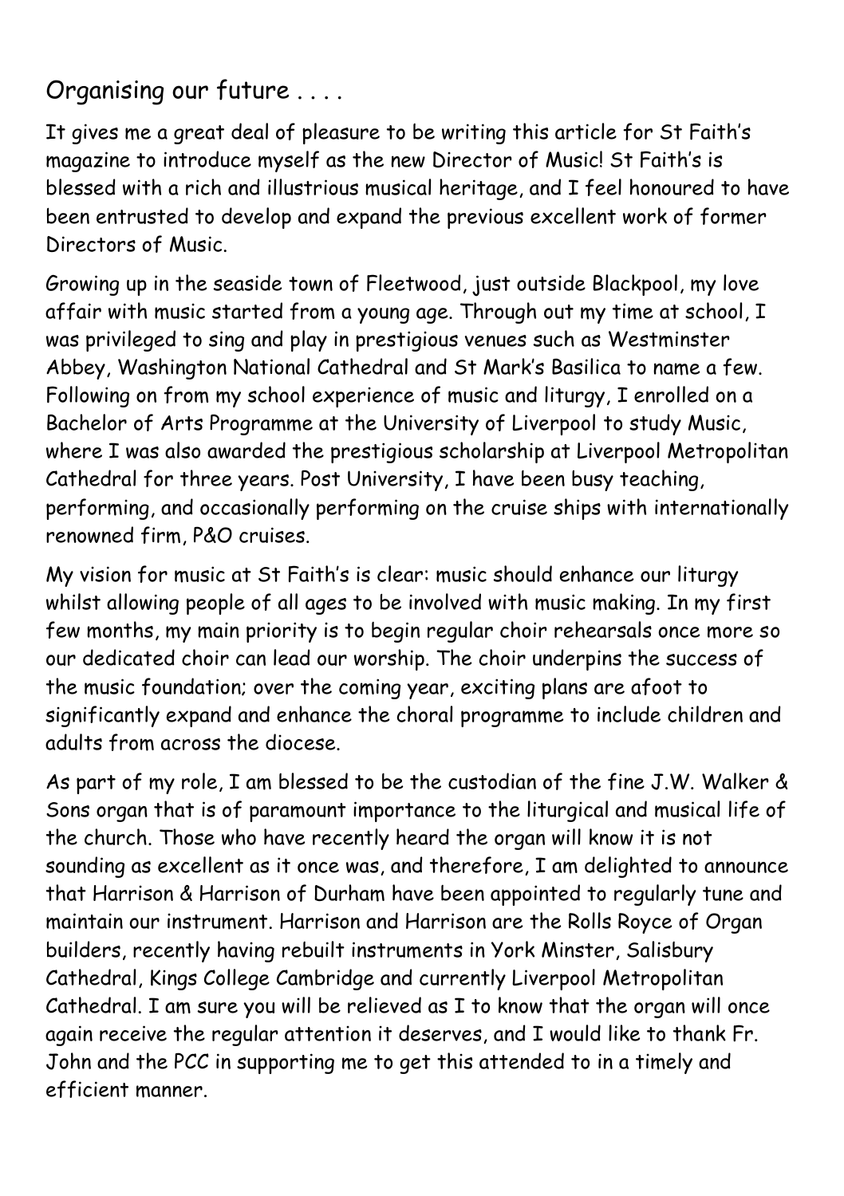## Organising our future . . . .

It gives me a great deal of pleasure to be writing this article for St Faith's magazine to introduce myself as the new Director of Music! St Faith's is blessed with a rich and illustrious musical heritage, and I feel honoured to have been entrusted to develop and expand the previous excellent work of former Directors of Music.

Growing up in the seaside town of Fleetwood, just outside Blackpool, my love affair with music started from a young age. Through out my time at school, I was privileged to sing and play in prestigious venues such as Westminster Abbey, Washington National Cathedral and St Mark's Basilica to name a few. Following on from my school experience of music and liturgy, I enrolled on a Bachelor of Arts Programme at the University of Liverpool to study Music, where I was also awarded the prestigious scholarship at Liverpool Metropolitan Cathedral for three years. Post University, I have been busy teaching, performing, and occasionally performing on the cruise ships with internationally renowned firm, P&O cruises.

My vision for music at St Faith's is clear: music should enhance our liturgy whilst allowing people of all ages to be involved with music making. In my first few months, my main priority is to begin regular choir rehearsals once more so our dedicated choir can lead our worship. The choir underpins the success of the music foundation; over the coming year, exciting plans are afoot to significantly expand and enhance the choral programme to include children and adults from across the diocese.

As part of my role, I am blessed to be the custodian of the fine J.W. Walker & Sons organ that is of paramount importance to the liturgical and musical life of the church. Those who have recently heard the organ will know it is not sounding as excellent as it once was, and therefore, I am delighted to announce that Harrison & Harrison of Durham have been appointed to regularly tune and maintain our instrument. Harrison and Harrison are the Rolls Royce of Organ builders, recently having rebuilt instruments in York Minster, Salisbury Cathedral, Kings College Cambridge and currently Liverpool Metropolitan Cathedral. I am sure you will be relieved as I to know that the organ will once again receive the regular attention it deserves, and I would like to thank Fr. John and the PCC in supporting me to get this attended to in a timely and efficient manner.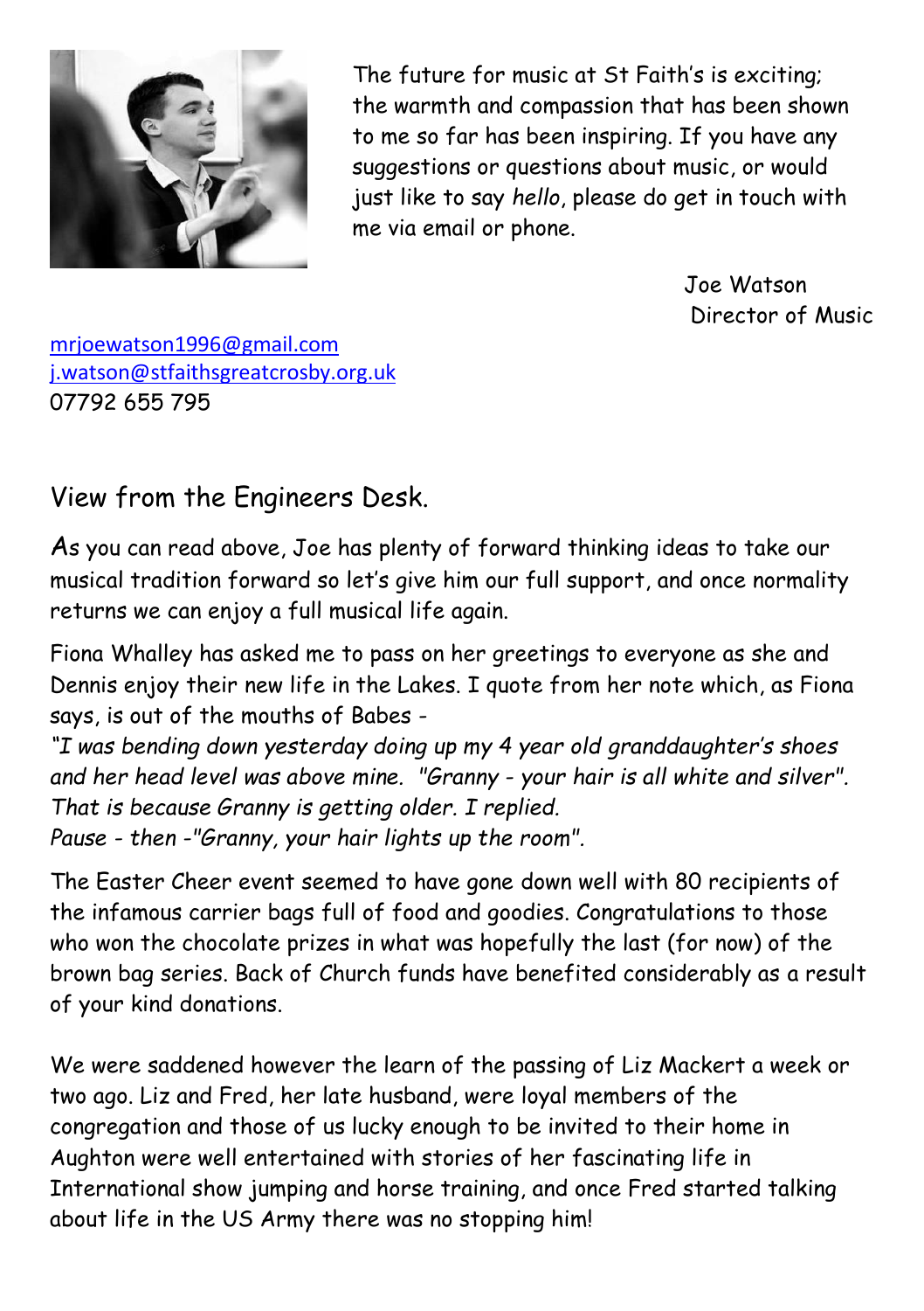The future for music at St Faith's is exciting; the warmth and compassion that has been shown to me so far has been inspiring. If you have any suggestions or questions about music, or would just like to say *hello*, please do get in touch with me via email or phone.

Joe Watson
Director of Music

mrjoewatson1996@gmail.com
j.watson@stfaithsgreatcrosby.org.uk
07792 655 795

## View from the Engineers Desk.

As you can read above, Joe has plenty of forward thinking ideas to take our musical tradition forward so let's give him our full support, and once normality returns we can enjoy a full musical life again.

Fiona Whalley has asked me to pass on her greetings to everyone as she and Dennis enjoy their new life in the Lakes. I quote from her note which, as Fiona says, is out of the mouths of Babes -

*"I was bending down yesterday doing up my 4 year old granddaughter's shoes and her head level was above mine. "Granny - your hair is all white and silver". That is because Granny is getting older. I replied.*
*Pause - then -"Granny, your hair lights up the room".*

The Easter Cheer event seemed to have gone down well with 80 recipients of the infamous carrier bags full of food and goodies. Congratulations to those who won the chocolate prizes in what was hopefully the last (for now) of the brown bag series. Back of Church funds have benefited considerably as a result of your kind donations.

We were saddened however the learn of the passing of Liz Mackert a week or two ago. Liz and Fred, her late husband, were loyal members of the congregation and those of us lucky enough to be invited to their home in Aughton were well entertained with stories of her fascinating life in International show jumping and horse training, and once Fred started talking about life in the US Army there was no stopping him!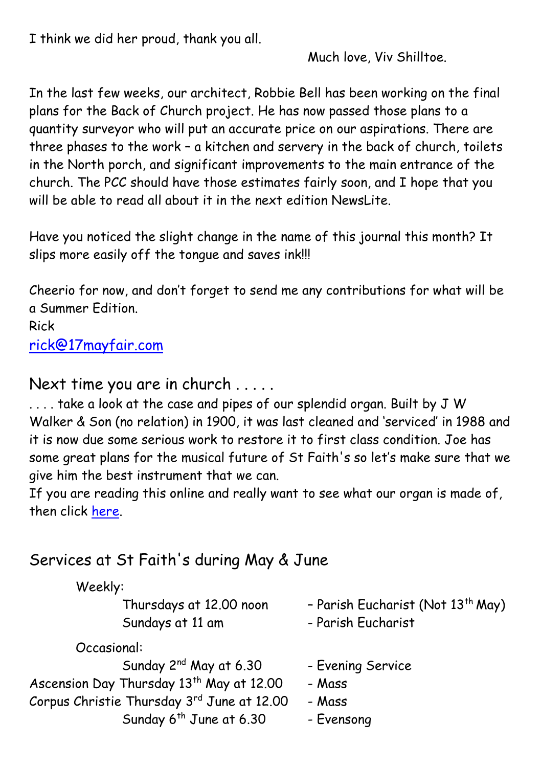I think we did her proud, thank you all.

Much love, Viv Shilltoe.

In the last few weeks, our architect, Robbie Bell has been working on the final plans for the Back of Church project. He has now passed those plans to a quantity surveyor who will put an accurate price on our aspirations. There are three phases to the work – a kitchen and servery in the back of church, toilets in the North porch, and significant improvements to the main entrance of the church. The PCC should have those estimates fairly soon, and I hope that you will be able to read all about it in the next edition NewsLite.

Have you noticed the slight change in the name of this journal this month? It slips more easily off the tongue and saves ink!!!

Cheerio for now, and don't forget to send me any contributions for what will be a Summer Edition.

Rick

rick@17mayfair.com

## Next time you are in church . . . . .

. . . . take a look at the case and pipes of our splendid organ. Built by J W Walker & Son (no relation) in 1900, it was last cleaned and 'serviced' in 1988 and it is now due some serious work to restore it to first class condition. Joe has some great plans for the musical future of St Faith's so let's make sure that we give him the best instrument that we can.

If you are reading this online and really want to see what our organ is made of, then click here.

## Services at St Faith's during May & June

Weekly:

| | |
|---|---|
| Thursdays at 12.00 noon | – Parish Eucharist (Not 13th May) |
| Sundays at 11 am | - Parish Eucharist |

Occasional:

| | |
|---|---|
| Sunday 2nd May at 6.30 | - Evening Service |
| Ascension Day Thursday 13th May at 12.00 | - Mass |
| Corpus Christie Thursday 3rd June at 12.00 | - Mass |
| Sunday 6th June at 6.30 | - Evensong |